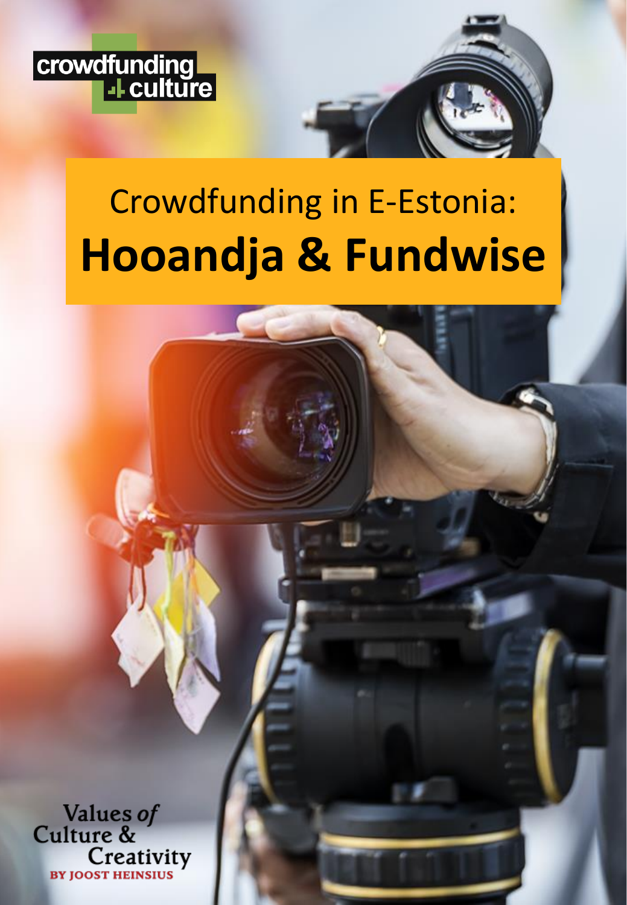crowdfunding 4 culture

# Crowdfunding in E-Estonia: **Hooandja & Fundwise**

Values *of* Culture & Creativity

BY JOOST HEINSIUS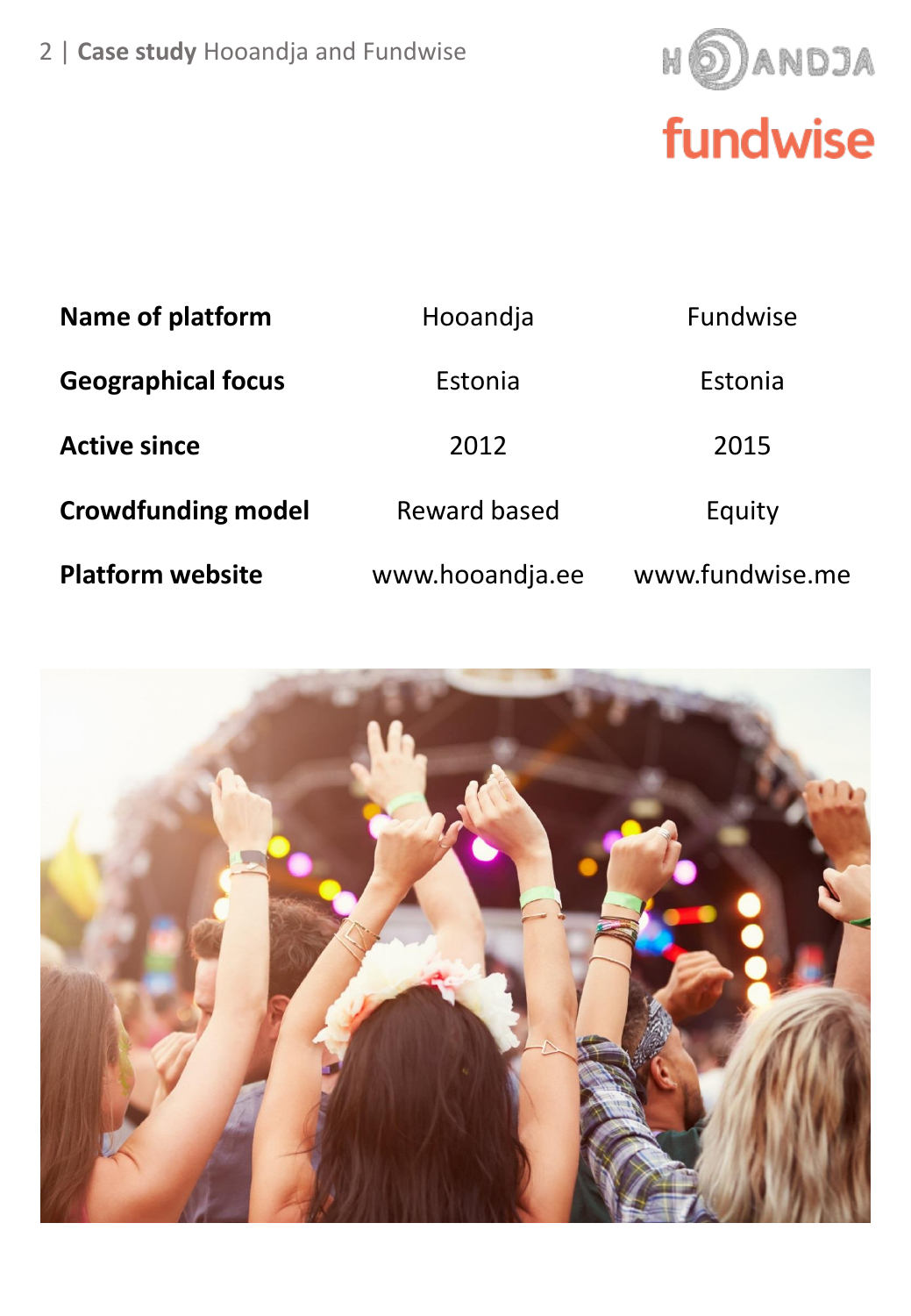| Name of platform | Hooandja | Fundwise |
|---|---|---|
| Geographical focus | Estonia | Estonia |
| Active since | 2012 | 2015 |
| Crowdfunding model | Reward based | Equity |
| Platform website | www.hooandja.ee | www.fundwise.me |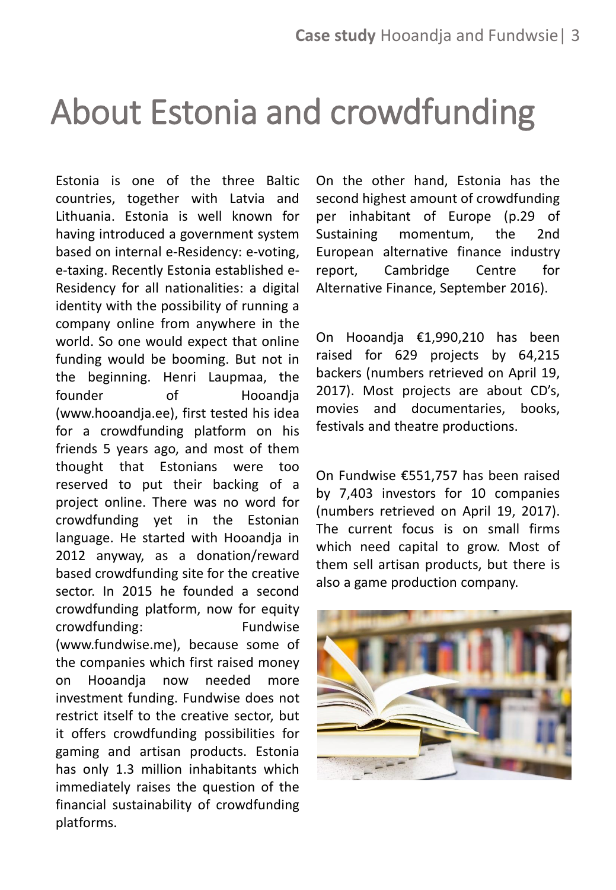# About Estonia and crowdfunding

Estonia is one of the three Baltic countries, together with Latvia and Lithuania. Estonia is well known for having introduced a government system based on internal e-Residency: e-voting, e-taxing. Recently Estonia established e-Residency for all nationalities: a digital identity with the possibility of running a company online from anywhere in the world. So one would expect that online funding would be booming. But not in the beginning. Henri Laupmaa, the founder of Hooandja (www.hooandja.ee), first tested his idea for a crowdfunding platform on his friends 5 years ago, and most of them thought that Estonians were too reserved to put their backing of a project online. There was no word for crowdfunding yet in the Estonian language. He started with Hooandja in 2012 anyway, as a donation/reward based crowdfunding site for the creative sector. In 2015 he founded a second crowdfunding platform, now for equity crowdfunding: Fundwise (www.fundwise.me), because some of the companies which first raised money on Hooandja now needed more investment funding. Fundwise does not restrict itself to the creative sector, but it offers crowdfunding possibilities for gaming and artisan products. Estonia has only 1.3 million inhabitants which immediately raises the question of the financial sustainability of crowdfunding platforms.

On the other hand, Estonia has the second highest amount of crowdfunding per inhabitant of Europe (p.29 of Sustaining momentum, the 2nd European alternative finance industry report, Cambridge Centre for Alternative Finance, September 2016).

On Hooandja €1,990,210 has been raised for 629 projects by 64,215 backers (numbers retrieved on April 19, 2017). Most projects are about CD's, movies and documentaries, books, festivals and theatre productions.

On Fundwise €551,757 has been raised by 7,403 investors for 10 companies (numbers retrieved on April 19, 2017). The current focus is on small firms which need capital to grow. Most of them sell artisan products, but there is also a game production company.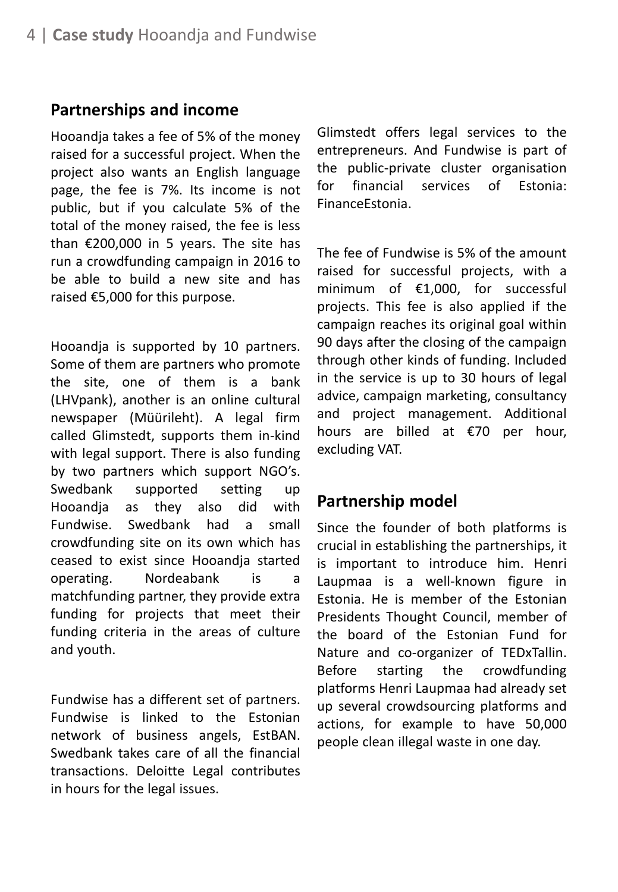## Partnerships and income

Hooandja takes a fee of 5% of the money raised for a successful project. When the project also wants an English language page, the fee is 7%. Its income is not public, but if you calculate 5% of the total of the money raised, the fee is less than €200,000 in 5 years. The site has run a crowdfunding campaign in 2016 to be able to build a new site and has raised €5,000 for this purpose.

Hooandja is supported by 10 partners. Some of them are partners who promote the site, one of them is a bank (LHVpank), another is an online cultural newspaper (Müürileht). A legal firm called Glimstedt, supports them in-kind with legal support. There is also funding by two partners which support NGO's. Swedbank supported setting up Hooandja as they also did with Fundwise. Swedbank had a small crowdfunding site on its own which has ceased to exist since Hooandja started operating. Nordeabank is a matchfunding partner, they provide extra funding for projects that meet their funding criteria in the areas of culture and youth.

Fundwise has a different set of partners. Fundwise is linked to the Estonian network of business angels, EstBAN. Swedbank takes care of all the financial transactions. Deloitte Legal contributes in hours for the legal issues. Glimstedt offers legal services to the entrepreneurs. And Fundwise is part of the public-private cluster organisation for financial services of Estonia: FinanceEstonia.

The fee of Fundwise is 5% of the amount raised for successful projects, with a minimum of €1,000, for successful projects. This fee is also applied if the campaign reaches its original goal within 90 days after the closing of the campaign through other kinds of funding. Included in the service is up to 30 hours of legal advice, campaign marketing, consultancy and project management. Additional hours are billed at €70 per hour, excluding VAT.

## Partnership model

Since the founder of both platforms is crucial in establishing the partnerships, it is important to introduce him. Henri Laupmaa is a well-known figure in Estonia. He is member of the Estonian Presidents Thought Council, member of the board of the Estonian Fund for Nature and co-organizer of TEDxTallin. Before starting the crowdfunding platforms Henri Laupmaa had already set up several crowdsourcing platforms and actions, for example to have 50,000 people clean illegal waste in one day.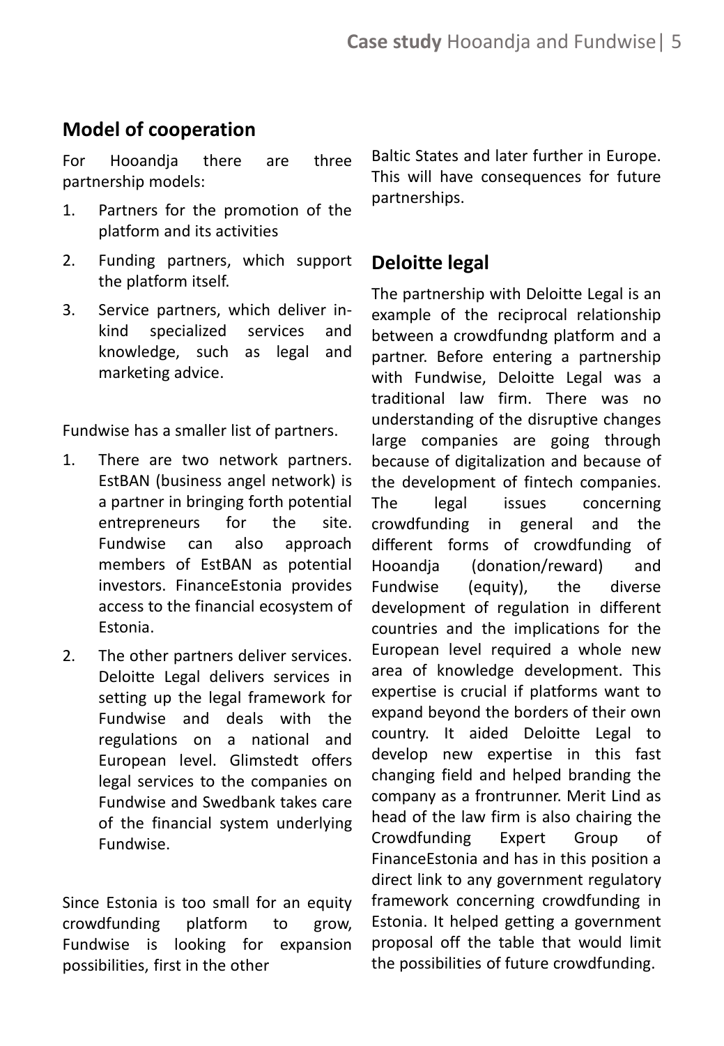## Model of cooperation

For Hooandja there are three partnership models:

1. Partners for the promotion of the platform and its activities
2. Funding partners, which support the platform itself.
3. Service partners, which deliver in-kind specialized services and knowledge, such as legal and marketing advice.

Fundwise has a smaller list of partners.

1. There are two network partners. EstBAN (business angel network) is a partner in bringing forth potential entrepreneurs for the site. Fundwise can also approach members of EstBAN as potential investors. FinanceEstonia provides access to the financial ecosystem of Estonia.
2. The other partners deliver services. Deloitte Legal delivers services in setting up the legal framework for Fundwise and deals with the regulations on a national and European level. Glimstedt offers legal services to the companies on Fundwise and Swedbank takes care of the financial system underlying Fundwise.

Since Estonia is too small for an equity crowdfunding platform to grow, Fundwise is looking for expansion possibilities, first in the other Baltic States and later further in Europe. This will have consequences for future partnerships.

## Deloitte legal

The partnership with Deloitte Legal is an example of the reciprocal relationship between a crowdfundng platform and a partner. Before entering a partnership with Fundwise, Deloitte Legal was a traditional law firm. There was no understanding of the disruptive changes large companies are going through because of digitalization and because of the development of fintech companies. The legal issues concerning crowdfunding in general and the different forms of crowdfunding of Hooandja (donation/reward) and Fundwise (equity), the diverse development of regulation in different countries and the implications for the European level required a whole new area of knowledge development. This expertise is crucial if platforms want to expand beyond the borders of their own country. It aided Deloitte Legal to develop new expertise in this fast changing field and helped branding the company as a frontrunner. Merit Lind as head of the law firm is also chairing the Crowdfunding Expert Group of FinanceEstonia and has in this position a direct link to any government regulatory framework concerning crowdfunding in Estonia. It helped getting a government proposal off the table that would limit the possibilities of future crowdfunding.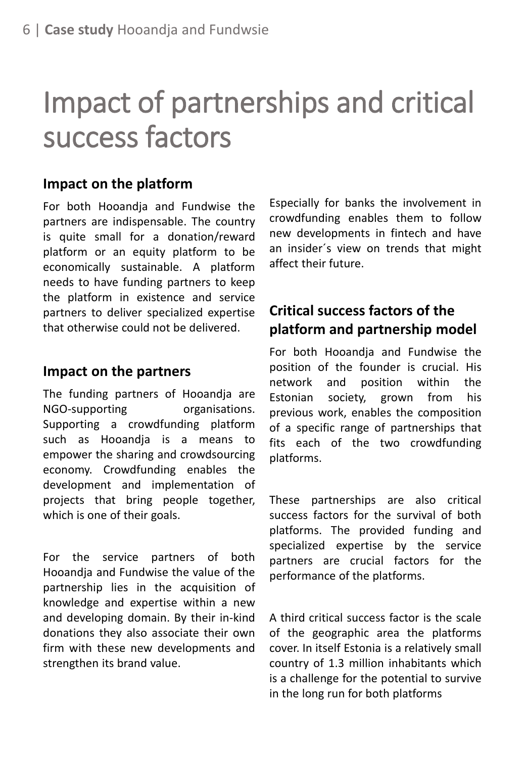# Impact of partnerships and critical success factors

## Impact on the platform

For both Hooandja and Fundwise the partners are indispensable. The country is quite small for a donation/reward platform or an equity platform to be economically sustainable. A platform needs to have funding partners to keep the platform in existence and service partners to deliver specialized expertise that otherwise could not be delivered.

## Impact on the partners

The funding partners of Hooandja are NGO-supporting organisations. Supporting a crowdfunding platform such as Hooandja is a means to empower the sharing and crowdsourcing economy. Crowdfunding enables the development and implementation of projects that bring people together, which is one of their goals.

For the service partners of both Hooandja and Fundwise the value of the partnership lies in the acquisition of knowledge and expertise within a new and developing domain. By their in-kind donations they also associate their own firm with these new developments and strengthen its brand value.

Especially for banks the involvement in crowdfunding enables them to follow new developments in fintech and have an insider´s view on trends that might affect their future.

## Critical success factors of the platform and partnership model

For both Hooandja and Fundwise the position of the founder is crucial. His network and position within the Estonian society, grown from his previous work, enables the composition of a specific range of partnerships that fits each of the two crowdfunding platforms.

These partnerships are also critical success factors for the survival of both platforms. The provided funding and specialized expertise by the service partners are crucial factors for the performance of the platforms.

A third critical success factor is the scale of the geographic area the platforms cover. In itself Estonia is a relatively small country of 1.3 million inhabitants which is a challenge for the potential to survive in the long run for both platforms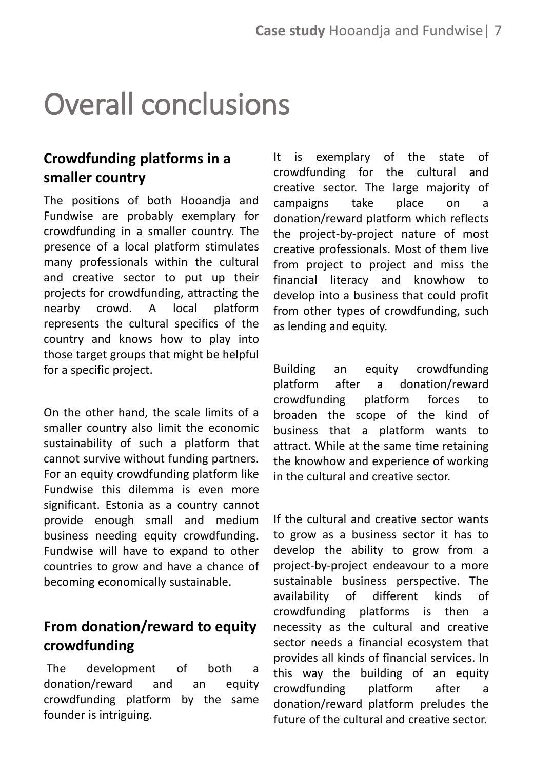# Overall conclusions

## Crowdfunding platforms in a smaller country

The positions of both Hooandja and Fundwise are probably exemplary for crowdfunding in a smaller country. The presence of a local platform stimulates many professionals within the cultural and creative sector to put up their projects for crowdfunding, attracting the nearby crowd. A local platform represents the cultural specifics of the country and knows how to play into those target groups that might be helpful for a specific project.

On the other hand, the scale limits of a smaller country also limit the economic sustainability of such a platform that cannot survive without funding partners. For an equity crowdfunding platform like Fundwise this dilemma is even more significant. Estonia as a country cannot provide enough small and medium business needing equity crowdfunding. Fundwise will have to expand to other countries to grow and have a chance of becoming economically sustainable.

## From donation/reward to equity crowdfunding

The development of both a donation/reward and an equity crowdfunding platform by the same founder is intriguing.

It is exemplary of the state of crowdfunding for the cultural and creative sector. The large majority of campaigns take place on a donation/reward platform which reflects the project-by-project nature of most creative professionals. Most of them live from project to project and miss the financial literacy and knowhow to develop into a business that could profit from other types of crowdfunding, such as lending and equity.

Building an equity crowdfunding platform after a donation/reward crowdfunding platform forces to broaden the scope of the kind of business that a platform wants to attract. While at the same time retaining the knowhow and experience of working in the cultural and creative sector.

If the cultural and creative sector wants to grow as a business sector it has to develop the ability to grow from a project-by-project endeavour to a more sustainable business perspective. The availability of different kinds of crowdfunding platforms is then a necessity as the cultural and creative sector needs a financial ecosystem that provides all kinds of financial services. In this way the building of an equity crowdfunding platform after a donation/reward platform preludes the future of the cultural and creative sector.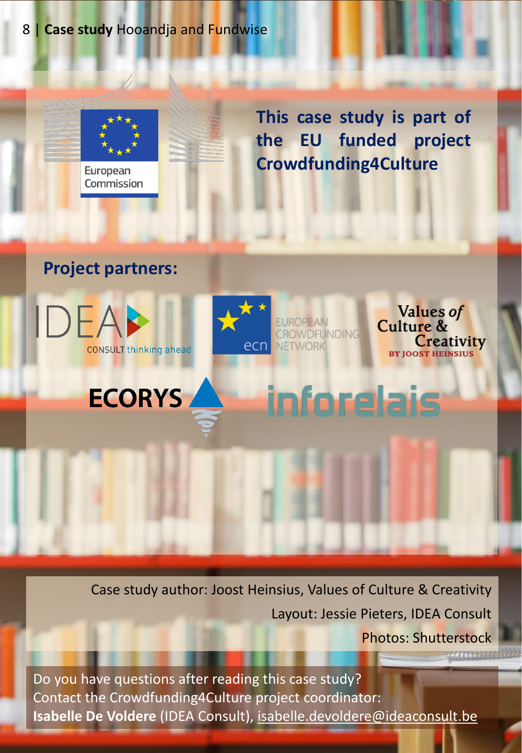This case study is part of the EU funded project Crowdfunding4Culture

## Project partners:

Case study author: Joost Heinsius, Values of Culture & Creativity

Layout: Jessie Pieters, IDEA Consult

Photos: Shutterstock

Do you have questions after reading this case study?
Contact the Crowdfunding4Culture project coordinator:
**Isabelle De Voldere** (IDEA Consult), isabelle.devoldere@ideaconsult.be